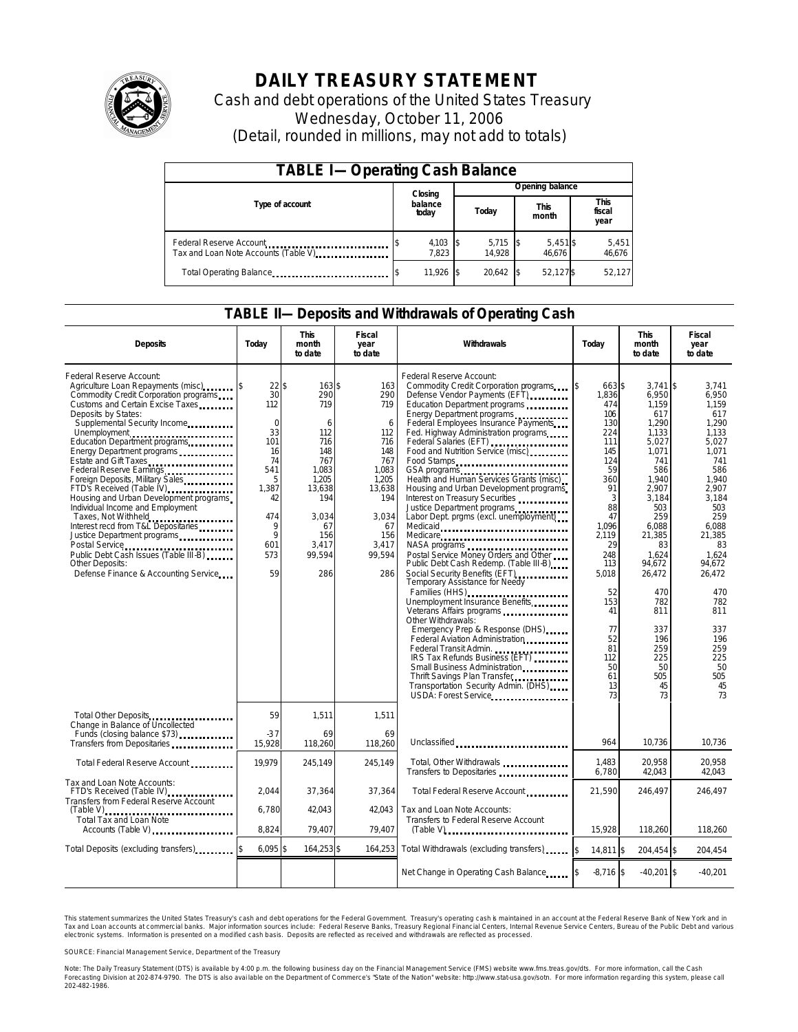# DAILY TREASURY STATEMENT

Cash and debt operations of the United States Treasury

Wednesday, October 11, 2006

(Detail, rounded in millions, may not add to totals)

## TABLE I—Operating Cash Balance

| Type of account | Closing balance today | Opening balance Today | Opening balance This month | Opening balance This fiscal year |
|---|---|---|---|---|
| Federal Reserve Account | $ 4,103 | $ 5,715 | $ 5,451 | $ 5,451 |
| Tax and Loan Note Accounts (Table V) | 7,823 | 14,928 | 46,676 | 46,676 |
| Total Operating Balance | $ 11,926 | $ 20,642 | $ 52,127 | $ 52,127 |

## TABLE II—Deposits and Withdrawals of Operating Cash

| Deposits | Today | This month to date | Fiscal year to date | Withdrawals | Today | This month to date | Fiscal year to date |
|---|---|---|---|---|---|---|---|
| Federal Reserve Account: | | | | Federal Reserve Account: | | | |
| Agriculture Loan Repayments (misc) | $ 22 | $ 163 | $ 163 | Commodity Credit Corporation programs | $ 663 | $ 3,741 | $ 3,741 |
| Commodity Credit Corporation programs | 30 | 290 | 290 | Defense Vendor Payments (EFT) | 1,836 | 6,950 | 6,950 |
| Customs and Certain Excise Taxes | 112 | 719 | 719 | Education Department programs | 474 | 1,159 | 1,159 |
| Deposits by States: | | | | Energy Department programs | 106 | 617 | 617 |
| Supplemental Security Income | 0 | 6 | 6 | Federal Employees Insurance Payments | 130 | 1,290 | 1,290 |
| Unemployment | 33 | 112 | 112 | Fed. Highway Administration programs | 224 | 1,133 | 1,133 |
| Education Department programs | 101 | 716 | 716 | Federal Salaries (EFT) | 111 | 5,027 | 5,027 |
| Energy Department programs | 16 | 148 | 148 | Food and Nutrition Service (misc) | 145 | 1,071 | 1,071 |
| Estate and Gift Taxes | 74 | 767 | 767 | Food Stamps | 124 | 741 | 741 |
| Federal Reserve Earnings | 541 | 1,083 | 1,083 | GSA programs | 59 | 586 | 586 |
| Foreign Deposits, Military Sales | 5 | 1,205 | 1,205 | Health and Human Services Grants (misc) | 360 | 1,940 | 1,940 |
| FTD's Received (Table IV) | 1,387 | 13,638 | 13,638 | Housing and Urban Development programs | 91 | 2,907 | 2,907 |
| Housing and Urban Development programs | 42 | 194 | 194 | Interest on Treasury Securities | 3 | 3,184 | 3,184 |
| Individual Income and Employment Taxes, Not Withheld | 474 | 3,034 | 3,034 | Justice Department programs | 88 | 503 | 503 |
| Interest recd from T&L Depositaries | 9 | 67 | 67 | Labor Dept. prgms (excl. unemployment) | 47 | 259 | 259 |
| Justice Department programs | 9 | 156 | 156 | Medicaid | 1,096 | 6,088 | 6,088 |
| Postal Service | 601 | 3,417 | 3,417 | Medicare | 2,119 | 21,385 | 21,385 |
| Public Debt Cash Issues (Table III-B) | 573 | 99,594 | 99,594 | NASA programs | 29 | 83 | 83 |
| Other Deposits: | | | | Postal Service Money Orders and Other | 248 | 1,624 | 1,624 |
| Defense Finance & Accounting Service | 59 | 286 | 286 | Public Debt Cash Redemp. (Table III-B) | 113 | 94,672 | 94,672 |
| | | | | Social Security Benefits (EFT) | 5,018 | 26,472 | 26,472 |
| | | | | Temporary Assistance for Needy Families (HHS) | 52 | 470 | 470 |
| | | | | Unemployment Insurance Benefits | 153 | 782 | 782 |
| | | | | Veterans Affairs programs | 41 | 811 | 811 |
| | | | | Other Withdrawals: | | | |
| | | | | Emergency Prep & Response (DHS) | 77 | 337 | 337 |
| | | | | Federal Aviation Administration | 52 | 196 | 196 |
| | | | | Federal Transit Admin. | 81 | 259 | 259 |
| | | | | IRS Tax Refunds Business (EFT) | 112 | 225 | 225 |
| | | | | Small Business Administration | 50 | 50 | 50 |
| | | | | Thrift Savings Plan Transfer | 61 | 505 | 505 |
| | | | | Transportation Security Admin. (DHS) | 13 | 45 | 45 |
| | | | | USDA: Forest Service | 73 | 73 | 73 |
| Total Other Deposits | 59 | 1,511 | 1,511 | | | | |
| Change in Balance of Uncollected Funds (closing balance $73) | -37 | 69 | 69 | | | | |
| Transfers from Depositaries | 15,928 | 118,260 | 118,260 | Unclassified | 964 | 10,736 | 10,736 |
| Total Federal Reserve Account | 19,979 | 245,149 | 245,149 | Total, Other Withdrawals | 1,483 | 20,958 | 20,958 |
| | | | | Transfers to Depositaries | 6,780 | 42,043 | 42,043 |
| Tax and Loan Note Accounts: | | | | | | | |
| FTD's Received (Table IV) | 2,044 | 37,364 | 37,364 | Total Federal Reserve Account | 21,590 | 246,497 | 246,497 |
| Transfers from Federal Reserve Account (Table V) | 6,780 | 42,043 | 42,043 | Tax and Loan Note Accounts: | | | |
| Total Tax and Loan Note Accounts (Table V) | 8,824 | 79,407 | 79,407 | Transfers to Federal Reserve Account (Table V) | 15,928 | 118,260 | 118,260 |
| Total Deposits (excluding transfers) | $ 6,095 | $ 164,253 | $ 164,253 | Total Withdrawals (excluding transfers) | $ 14,811 | $ 204,454 | $ 204,454 |
| | | | | Net Change in Operating Cash Balance | $ -8,716 | $ -40,201 | $ -40,201 |

This statement summarizes the United States Treasury's cash and debt operations for the Federal Government. Treasury's operating cash is maintained in an account at the Federal Reserve Bank of New York and in Tax and Loan accounts at commercial banks. Major information sources include: Federal Reserve Banks, Treasury Regional Financial Centers, Internal Revenue Service Centers, Bureau of the Public Debt and various electronic systems. Information is presented on a modified cash basis. Deposits are reflected as received and withdrawals are reflected as processed.

SOURCE: Financial Management Service, Department of the Treasury

Note: The Daily Treasury Statement (DTS) is available by 4:00 p.m. the following business day on the Financial Management Service (FMS) website www.fms.treas.gov/dts. For more information, call the Cash Forecasting Division at 202-874-9790. The DTS is also available on the Department of Commerce's "State of the Nation" website: http://www.stat-usa.gov/sotn. For more information regarding this system, please call 202-482-1986.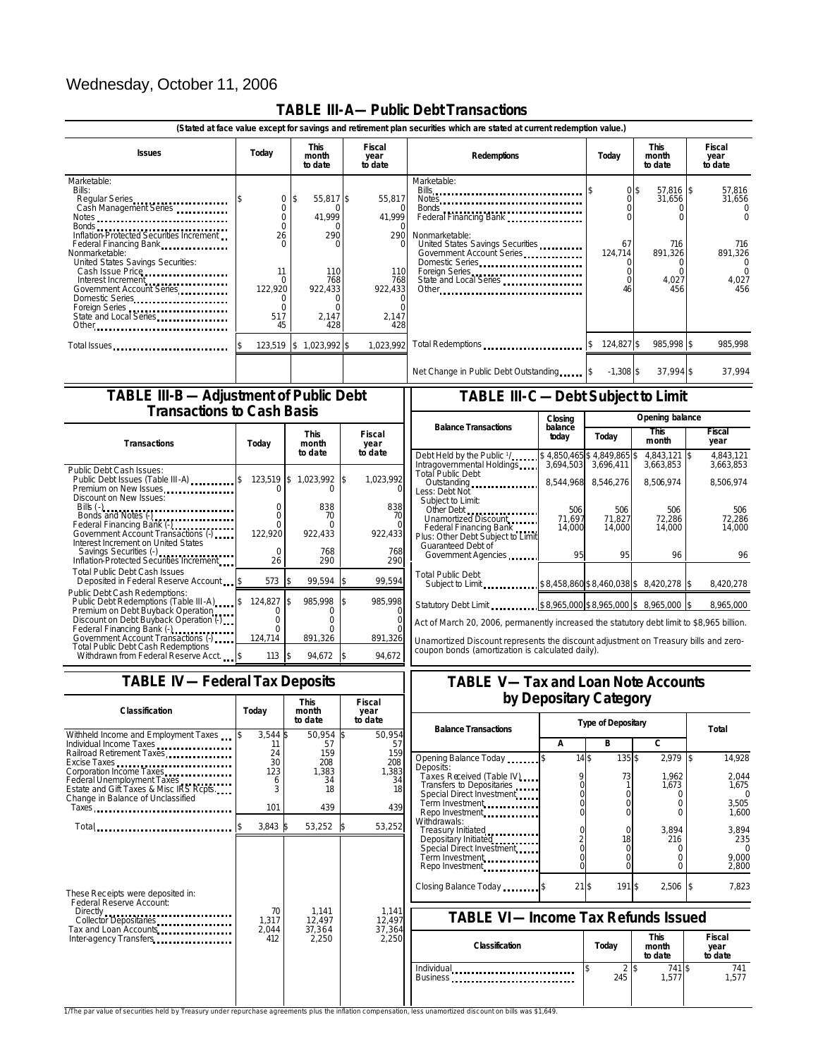Wednesday, October 11, 2006

## TABLE III-A — Public Debt Transactions

(Stated at face value except for savings and retirement plan securities which are stated at current redemption value.)

| Issues | Today | This month to date | Fiscal year to date | Redemptions | Today | This month to date | Fiscal year to date |
|---|---|---|---|---|---|---|---|
| Marketable: | | | | Marketable: | | | |
| Bills: | | | | Bills | $ 0 | $ 57,816 | $ 57,816 |
| Regular Series | $ 0 | $ 55,817 | $ 55,817 | Notes | 0 | 31,656 | 31,656 |
| Cash Management Series | 0 | 0 | 0 | Bonds | 0 | 0 | 0 |
| Notes | 0 | 41,999 | 41,999 | Federal Financing Bank | 0 | 0 | 0 |
| Bonds | 0 | 0 | 0 | | | | |
| Inflation-Protected Securities Increment | 26 | 290 | 290 | Nonmarketable: | | | |
| Federal Financing Bank | 0 | 0 | 0 | United States Savings Securities | 67 | 716 | 716 |
| Nonmarketable: | | | | Government Account Series | 124,714 | 891,326 | 891,326 |
| United States Savings Securities: | | | | Domestic Series | 0 | 0 | 0 |
| Cash Issue Price | 11 | 110 | 110 | Foreign Series | 0 | 0 | 0 |
| Interest Increment | 0 | 768 | 768 | State and Local Series | 0 | 4,027 | 4,027 |
| Government Account Series | 122,920 | 922,433 | 922,433 | Other | 46 | 456 | 456 |
| Domestic Series | 0 | 0 | 0 | | | | |
| Foreign Series | 0 | 0 | 0 | | | | |
| State and Local Series | 517 | 2,147 | 2,147 | | | | |
| Other | 45 | 428 | 428 | | | | |
| Total Issues | $ 123,519 | $ 1,023,992 | $ 1,023,992 | Total Redemptions | $ 124,827 | $ 985,998 | $ 985,998 |
| | | | | Net Change in Public Debt Outstanding | $ -1,308 | $ 37,994 | $ 37,994 |

## TABLE III-B — Adjustment of Public Debt Transactions to Cash Basis

| Transactions | Today | This month to date | Fiscal year to date |
|---|---|---|---|
| Public Debt Cash Issues: | | | |
| Public Debt Issues (Table III-A) | $ 123,519 | $ 1,023,992 | $ 1,023,992 |
| Premium on New Issues | 0 | 0 | 0 |
| Discount on New Issues: | | | |
| Bills (-) | 0 | 838 | 838 |
| Bonds and Notes (-) | 0 | 70 | 70 |
| Federal Financing Bank (-) | 0 | 0 | 0 |
| Government Account Transactions (-) | 122,920 | 922,433 | 922,433 |
| Interest Increment on United States Savings Securities (-) | 0 | 768 | 768 |
| Inflation-Protected Securities Increment | 26 | 290 | 290 |
| Total Public Debt Cash Issues Deposited in Federal Reserve Account | $ 573 | $ 99,594 | $ 99,594 |
| Public Debt Cash Redemptions: | | | |
| Public Debt Redemptions (Table III-A) | $ 124,827 | $ 985,998 | $ 985,998 |
| Premium on Debt Buyback Operation | 0 | 0 | 0 |
| Discount on Debt Buyback Operation (-) | 0 | 0 | 0 |
| Federal Financing Bank (-) | 0 | 0 | 0 |
| Government Account Transactions (-) | 124,714 | 891,326 | 891,326 |
| Total Public Debt Cash Redemptions Withdrawn from Federal Reserve Acct. | $ 113 | $ 94,672 | $ 94,672 |

## TABLE III-C — Debt Subject to Limit

| Balance Transactions | Closing balance today | Opening balance Today | Opening balance This month | Opening balance Fiscal year |
|---|---|---|---|---|
| Debt Held by the Public [1] | $ 4,850,465 | $ 4,849,865 | $ 4,843,121 | $ 4,843,121 |
| Intragovernmental Holdings | 3,694,503 | 3,696,411 | 3,663,853 | 3,663,853 |
| Total Public Debt Outstanding | 8,544,968 | 8,546,276 | 8,506,974 | 8,506,974 |
| Less: Debt Not Subject to Limit: | | | | |
| Other Debt | 506 | 506 | 506 | 506 |
| Unamortized Discount | 71,697 | 71,827 | 72,286 | 72,286 |
| Federal Financing Bank | 14,000 | 14,000 | 14,000 | 14,000 |
| Plus: Other Debt Subject to Limit | | | | |
| Guaranteed Debt of Government Agencies | 95 | 95 | 96 | 96 |
| Total Public Debt Subject to Limit | $ 8,458,860 | $ 8,460,038 | $ 8,420,278 | $ 8,420,278 |
| Statutory Debt Limit | $ 8,965,000 | $ 8,965,000 | $ 8,965,000 | $ 8,965,000 |

Act of March 20, 2006, permanently increased the statutory debt limit to $8,965 billion.

Unamortized Discount represents the discount adjustment on Treasury bills and zero-coupon bonds (amortization is calculated daily).

## TABLE IV — Federal Tax Deposits

| Classification | Today | This month to date | Fiscal year to date |
|---|---|---|---|
| Withheld Income and Employment Taxes | $ 3,544 | $ 50,954 | $ 50,954 |
| Individual Income Taxes | 11 | 57 | 57 |
| Railroad Retirement Taxes | 24 | 159 | 159 |
| Excise Taxes | 30 | 208 | 208 |
| Corporation Income Taxes | 123 | 1,383 | 1,383 |
| Federal Unemployment Taxes | 6 | 34 | 34 |
| Estate and Gift Taxes & Misc IRS Rcpts. | 3 | 18 | 18 |
| Change in Balance of Unclassified Taxes | 101 | 439 | 439 |
| Total | $ 3,843 | $ 53,252 | $ 53,252 |
| These Receipts were deposited in: | | | |
| Federal Reserve Account: | | | |
| Directly | 70 | 1,141 | 1,141 |
| Collector Depositaries | 1,317 | 12,497 | 12,497 |
| Tax and Loan Accounts | 2,044 | 37,364 | 37,364 |
| Inter-agency Transfers | 412 | 2,250 | 2,250 |

## TABLE V — Tax and Loan Note Accounts by Depositary Category

| Balance Transactions | A | B | C | Total |
|---|---|---|---|---|
| Opening Balance Today | $ 14 | $ 135 | $ 2,979 | $ 14,928 |
| Deposits: | | | | |
| Taxes Received (Table IV) | 9 | 73 | 1,962 | 2,044 |
| Transfers to Depositaries | 0 | 1 | 1,673 | 1,675 |
| Special Direct Investment | 0 | 0 | 0 | 0 |
| Term Investment | 0 | 0 | 0 | 3,505 |
| Repo Investment | 0 | 0 | 0 | 1,600 |
| Withdrawals: | | | | |
| Treasury Initiated | 0 | 0 | 3,894 | 3,894 |
| Depositary Initiated | 2 | 18 | 216 | 235 |
| Special Direct Investment | 0 | 0 | 0 | 0 |
| Term Investment | 0 | 0 | 0 | 9,000 |
| Repo Investment | 0 | 0 | 0 | 2,800 |
| Closing Balance Today | $ 21 | $ 191 | $ 2,506 | $ 7,823 |

## TABLE VI — Income Tax Refunds Issued

| Classification | Today | This month to date | Fiscal year to date |
|---|---|---|---|
| Individual | $ 2 | $ 741 | $ 741 |
| Business | 245 | 1,577 | 1,577 |

1/The par value of securities held by Treasury under repurchase agreements plus the inflation compensation, less unamortized discount on bills was $1,649.